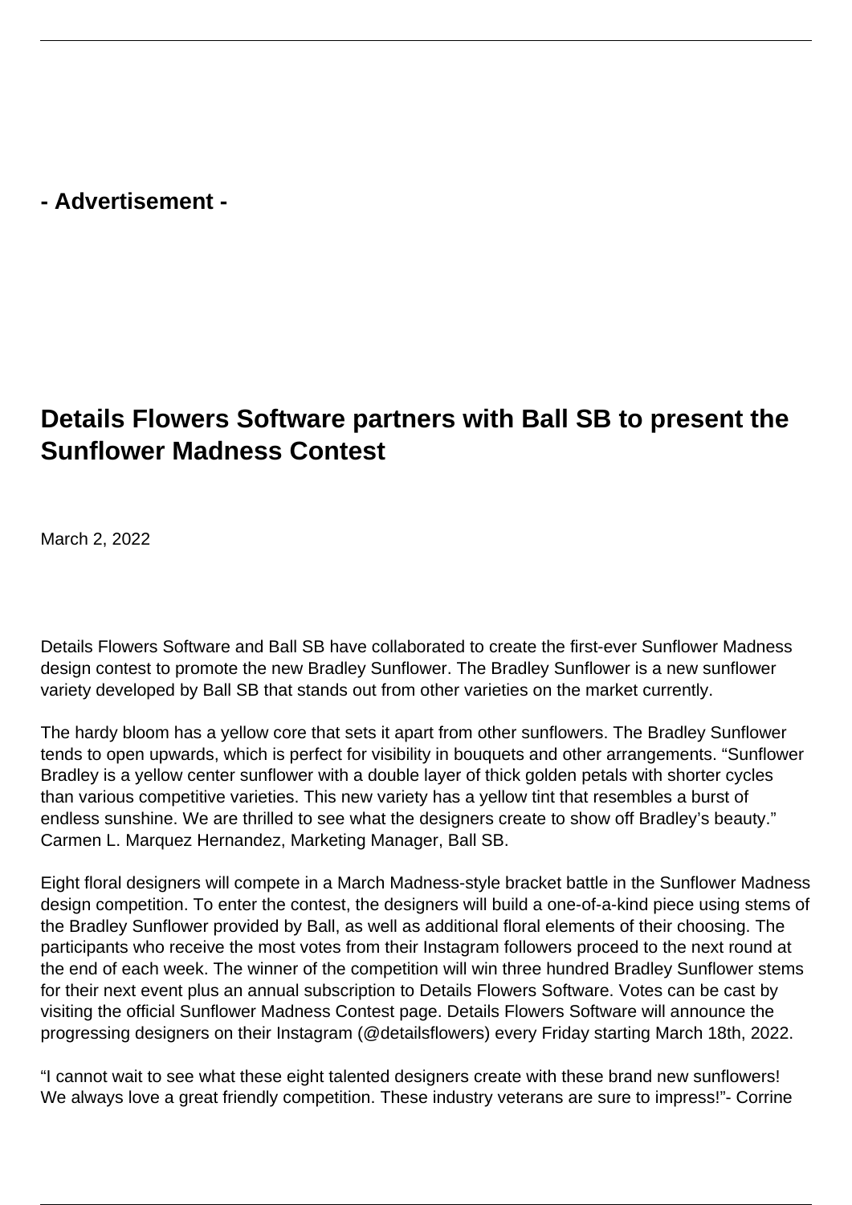- Advertisement -

# Details Flowers Software partners with Ball SB to present the Sunflower Madness Contest

March 2, 2022

Details Flowers Software and Ball SB have collaborated to create the first-ever Sunflower Madness design contest to promote the new Bradley Sunflower. The Bradley Sunflower is a new sunflower variety developed by Ball SB that stands out from other varieties on the market currently.

The hardy bloom has a yellow core that sets it apart from other sunflowers. The Bradley Sunflower tends to open upwards, which is perfect for visibility in bouquets and other arrangements. "Sunflower Bradley is a yellow center sunflower with a double layer of thick golden petals with shorter cycles than various competitive varieties. This new variety has a yellow tint that resembles a burst of endless sunshine. We are thrilled to see what the designers create to show off Bradley's beauty." Carmen L. Marquez Hernandez, Marketing Manager, Ball SB.

Eight floral designers will compete in a March Madness-style bracket battle in the Sunflower Madness design competition. To enter the contest, the designers will build a one-of-a-kind piece using stems of the Bradley Sunflower provided by Ball, as well as additional floral elements of their choosing. The participants who receive the most votes from their Instagram followers proceed to the next round at the end of each week. The winner of the competition will win three hundred Bradley Sunflower stems for their next event plus an annual subscription to Details Flowers Software. Votes can be cast by visiting the official Sunflower Madness Contest page. Details Flowers Software will announce the progressing designers on their Instagram (@detailsflowers) every Friday starting March 18th, 2022.

"I cannot wait to see what these eight talented designers create with these brand new sunflowers! We always love a great friendly competition. These industry veterans are sure to impress!"- Corrine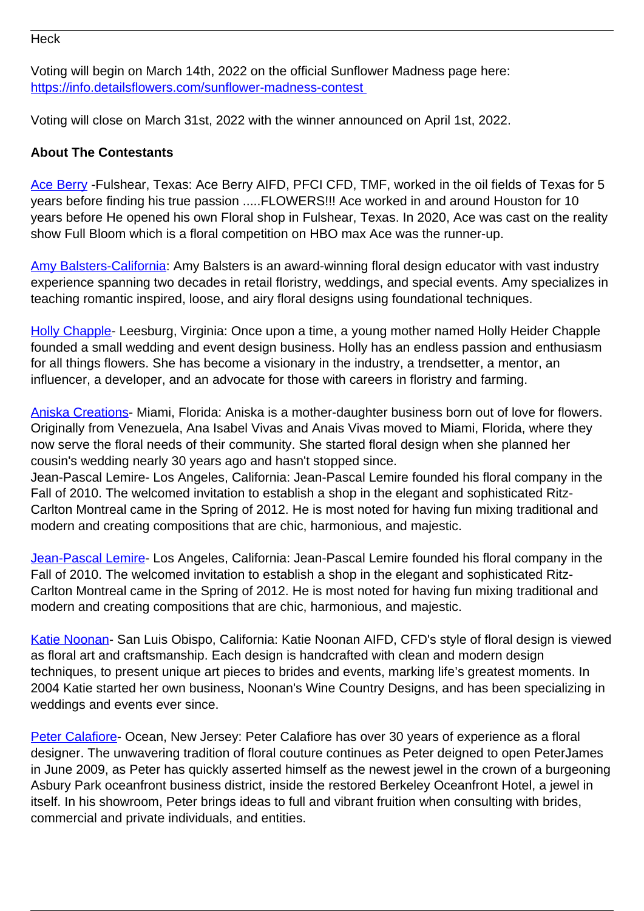Heck

Voting will begin on March 14th, 2022 on the official Sunflower Madness page here: [https://info.detailsflowers.com/sunflower-madness-contest](https://info.detailsflowers.com/sunflower-madness-contest)

Voting will close on March 31st, 2022 with the winner announced on April 1st, 2022.

**About The Contestants**

[Ace Berry](#) -Fulshear, Texas: Ace Berry AIFD, PFCI CFD, TMF, worked in the oil fields of Texas for 5 years before finding his true passion .....FLOWERS!!! Ace worked in and around Houston for 10 years before He opened his own Floral shop in Fulshear, Texas. In 2020, Ace was cast on the reality show Full Bloom which is a floral competition on HBO max Ace was the runner-up.

[Amy Balsters-California](#): Amy Balsters is an award-winning floral design educator with vast industry experience spanning two decades in retail floristry, weddings, and special events. Amy specializes in teaching romantic inspired, loose, and airy floral designs using foundational techniques.

[Holly Chapple](#)- Leesburg, Virginia: Once upon a time, a young mother named Holly Heider Chapple founded a small wedding and event design business. Holly has an endless passion and enthusiasm for all things flowers. She has become a visionary in the industry, a trendsetter, a mentor, an influencer, a developer, and an advocate for those with careers in floristry and farming.

[Aniska Creations](#)- Miami, Florida: Aniska is a mother-daughter business born out of love for flowers. Originally from Venezuela, Ana Isabel Vivas and Anais Vivas moved to Miami, Florida, where they now serve the floral needs of their community. She started floral design when she planned her cousin's wedding nearly 30 years ago and hasn't stopped since.
Jean-Pascal Lemire- Los Angeles, California: Jean-Pascal Lemire founded his floral company in the Fall of 2010. The welcomed invitation to establish a shop in the elegant and sophisticated Ritz-Carlton Montreal came in the Spring of 2012. He is most noted for having fun mixing traditional and modern and creating compositions that are chic, harmonious, and majestic.

[Jean-Pascal Lemire](#)- Los Angeles, California: Jean-Pascal Lemire founded his floral company in the Fall of 2010. The welcomed invitation to establish a shop in the elegant and sophisticated Ritz-Carlton Montreal came in the Spring of 2012. He is most noted for having fun mixing traditional and modern and creating compositions that are chic, harmonious, and majestic.

[Katie Noonan](#)- San Luis Obispo, California: Katie Noonan AIFD, CFD's style of floral design is viewed as floral art and craftsmanship. Each design is handcrafted with clean and modern design techniques, to present unique art pieces to brides and events, marking life's greatest moments. In 2004 Katie started her own business, Noonan's Wine Country Designs, and has been specializing in weddings and events ever since.

[Peter Calafiore](#)- Ocean, New Jersey: Peter Calafiore has over 30 years of experience as a floral designer. The unwavering tradition of floral couture continues as Peter deigned to open PeterJames in June 2009, as Peter has quickly asserted himself as the newest jewel in the crown of a burgeoning Asbury Park oceanfront business district, inside the restored Berkeley Oceanfront Hotel, a jewel in itself. In his showroom, Peter brings ideas to full and vibrant fruition when consulting with brides, commercial and private individuals, and entities.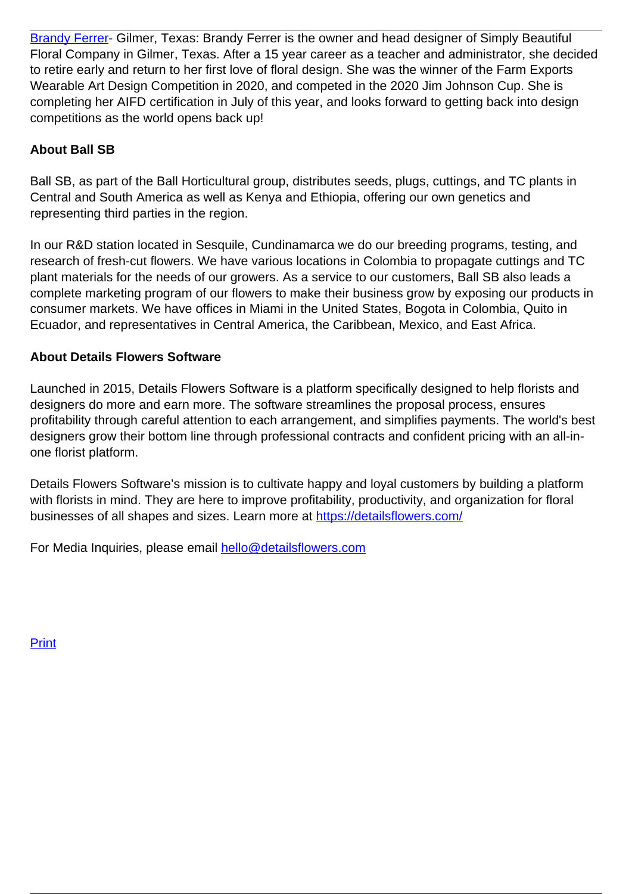[Brandy Ferrer](#)- Gilmer, Texas: Brandy Ferrer is the owner and head designer of Simply Beautiful Floral Company in Gilmer, Texas. After a 15 year career as a teacher and administrator, she decided to retire early and return to her first love of floral design. She was the winner of the Farm Exports Wearable Art Design Competition in 2020, and competed in the 2020 Jim Johnson Cup. She is completing her AIFD certification in July of this year, and looks forward to getting back into design competitions as the world opens back up!

**About Ball SB**

Ball SB, as part of the Ball Horticultural group, distributes seeds, plugs, cuttings, and TC plants in Central and South America as well as Kenya and Ethiopia, offering our own genetics and representing third parties in the region.

In our R&D station located in Sesquile, Cundinamarca we do our breeding programs, testing, and research of fresh-cut flowers. We have various locations in Colombia to propagate cuttings and TC plant materials for the needs of our growers. As a service to our customers, Ball SB also leads a complete marketing program of our flowers to make their business grow by exposing our products in consumer markets. We have offices in Miami in the United States, Bogota in Colombia, Quito in Ecuador, and representatives in Central America, the Caribbean, Mexico, and East Africa.

**About Details Flowers Software**

Launched in 2015, Details Flowers Software is a platform specifically designed to help florists and designers do more and earn more. The software streamlines the proposal process, ensures profitability through careful attention to each arrangement, and simplifies payments. The world's best designers grow their bottom line through professional contracts and confident pricing with an all-in-one florist platform.

Details Flowers Software's mission is to cultivate happy and loyal customers by building a platform with florists in mind. They are here to improve profitability, productivity, and organization for floral businesses of all shapes and sizes. Learn more at [https://detailsflowers.com/](https://detailsflowers.com/)

For Media Inquiries, please email [hello@detailsflowers.com](mailto:hello@detailsflowers.com)

[Print](#)